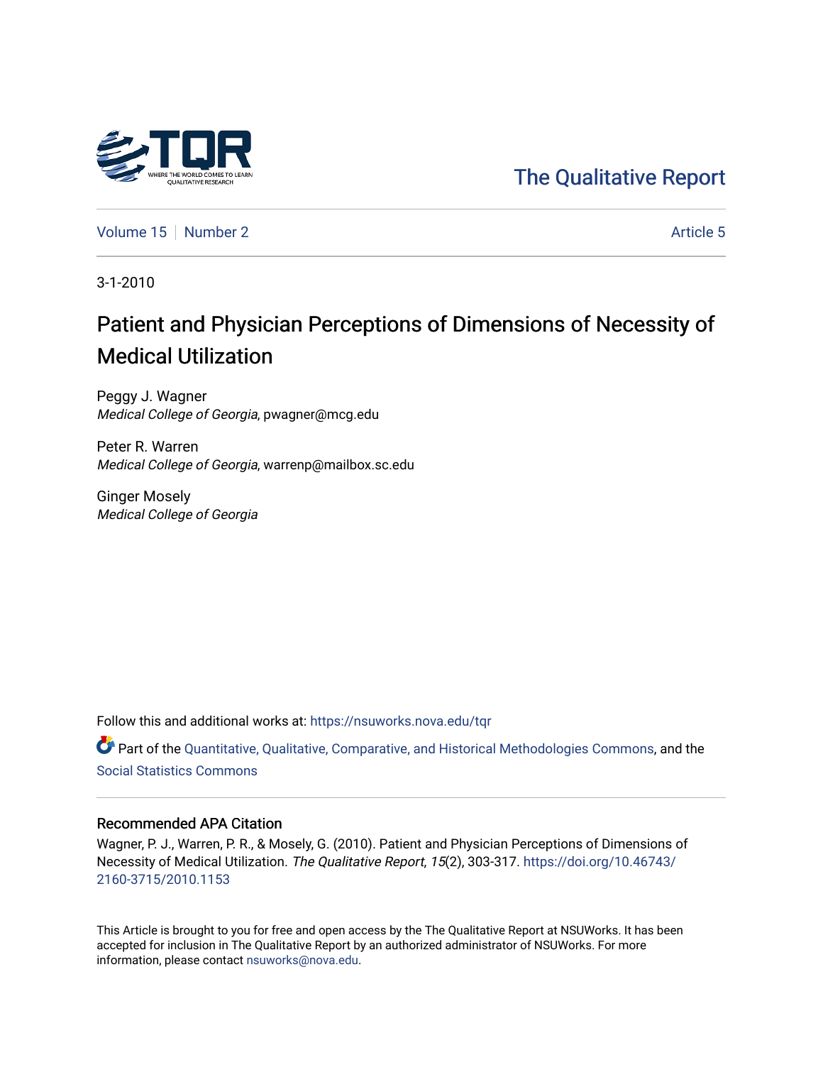The Qualitative Report

Volume 15 | Number 2 — Article 5

3-1-2010

# Patient and Physician Perceptions of Dimensions of Necessity of Medical Utilization

Peggy J. Wagner
*Medical College of Georgia*, pwagner@mcg.edu

Peter R. Warren
*Medical College of Georgia*, warrenp@mailbox.sc.edu

Ginger Mosely
*Medical College of Georgia*

Follow this and additional works at: https://nsuworks.nova.edu/tqr

Part of the Quantitative, Qualitative, Comparative, and Historical Methodologies Commons, and the Social Statistics Commons

## Recommended APA Citation

Wagner, P. J., Warren, P. R., & Mosely, G. (2010). Patient and Physician Perceptions of Dimensions of Necessity of Medical Utilization. *The Qualitative Report*, *15*(2), 303-317. https://doi.org/10.46743/2160-3715/2010.1153

This Article is brought to you for free and open access by the The Qualitative Report at NSUWorks. It has been accepted for inclusion in The Qualitative Report by an authorized administrator of NSUWorks. For more information, please contact nsuworks@nova.edu.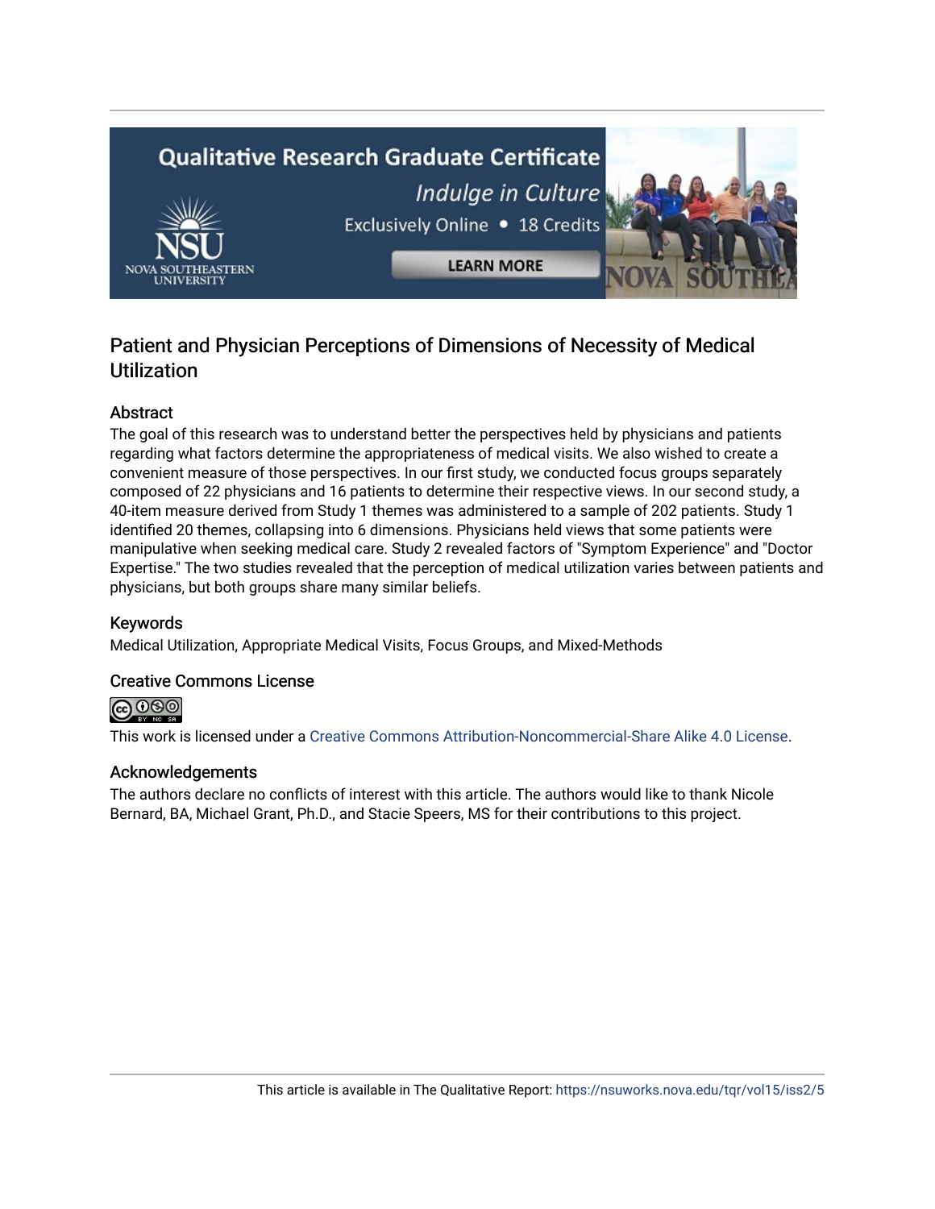## Patient and Physician Perceptions of Dimensions of Necessity of Medical Utilization

### Abstract

The goal of this research was to understand better the perspectives held by physicians and patients regarding what factors determine the appropriateness of medical visits. We also wished to create a convenient measure of those perspectives. In our first study, we conducted focus groups separately composed of 22 physicians and 16 patients to determine their respective views. In our second study, a 40-item measure derived from Study 1 themes was administered to a sample of 202 patients. Study 1 identified 20 themes, collapsing into 6 dimensions. Physicians held views that some patients were manipulative when seeking medical care. Study 2 revealed factors of "Symptom Experience" and "Doctor Expertise." The two studies revealed that the perception of medical utilization varies between patients and physicians, but both groups share many similar beliefs.

### Keywords

Medical Utilization, Appropriate Medical Visits, Focus Groups, and Mixed-Methods

### Creative Commons License

This work is licensed under a Creative Commons Attribution-Noncommercial-Share Alike 4.0 License.

### Acknowledgements

The authors declare no conflicts of interest with this article. The authors would like to thank Nicole Bernard, BA, Michael Grant, Ph.D., and Stacie Speers, MS for their contributions to this project.

This article is available in The Qualitative Report: https://nsuworks.nova.edu/tqr/vol15/iss2/5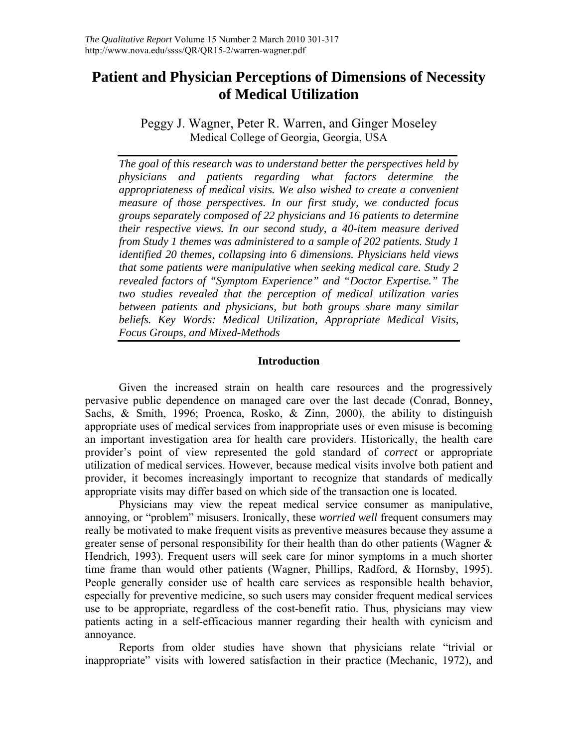# Patient and Physician Perceptions of Dimensions of Necessity of Medical Utilization

Peggy J. Wagner, Peter R. Warren, and Ginger Moseley
Medical College of Georgia, Georgia, USA

*The goal of this research was to understand better the perspectives held by physicians and patients regarding what factors determine the appropriateness of medical visits. We also wished to create a convenient measure of those perspectives. In our first study, we conducted focus groups separately composed of 22 physicians and 16 patients to determine their respective views. In our second study, a 40-item measure derived from Study 1 themes was administered to a sample of 202 patients. Study 1 identified 20 themes, collapsing into 6 dimensions. Physicians held views that some patients were manipulative when seeking medical care. Study 2 revealed factors of "Symptom Experience" and "Doctor Expertise." The two studies revealed that the perception of medical utilization varies between patients and physicians, but both groups share many similar beliefs. Key Words: Medical Utilization, Appropriate Medical Visits, Focus Groups, and Mixed-Methods*

## Introduction

Given the increased strain on health care resources and the progressively pervasive public dependence on managed care over the last decade (Conrad, Bonney, Sachs, & Smith, 1996; Proenca, Rosko, & Zinn, 2000), the ability to distinguish appropriate uses of medical services from inappropriate uses or even misuse is becoming an important investigation area for health care providers. Historically, the health care provider's point of view represented the gold standard of *correct* or appropriate utilization of medical services. However, because medical visits involve both patient and provider, it becomes increasingly important to recognize that standards of medically appropriate visits may differ based on which side of the transaction one is located.

Physicians may view the repeat medical service consumer as manipulative, annoying, or "problem" misusers. Ironically, these *worried well* frequent consumers may really be motivated to make frequent visits as preventive measures because they assume a greater sense of personal responsibility for their health than do other patients (Wagner & Hendrich, 1993). Frequent users will seek care for minor symptoms in a much shorter time frame than would other patients (Wagner, Phillips, Radford, & Hornsby, 1995). People generally consider use of health care services as responsible health behavior, especially for preventive medicine, so such users may consider frequent medical services use to be appropriate, regardless of the cost-benefit ratio. Thus, physicians may view patients acting in a self-efficacious manner regarding their health with cynicism and annoyance.

Reports from older studies have shown that physicians relate "trivial or inappropriate" visits with lowered satisfaction in their practice (Mechanic, 1972), and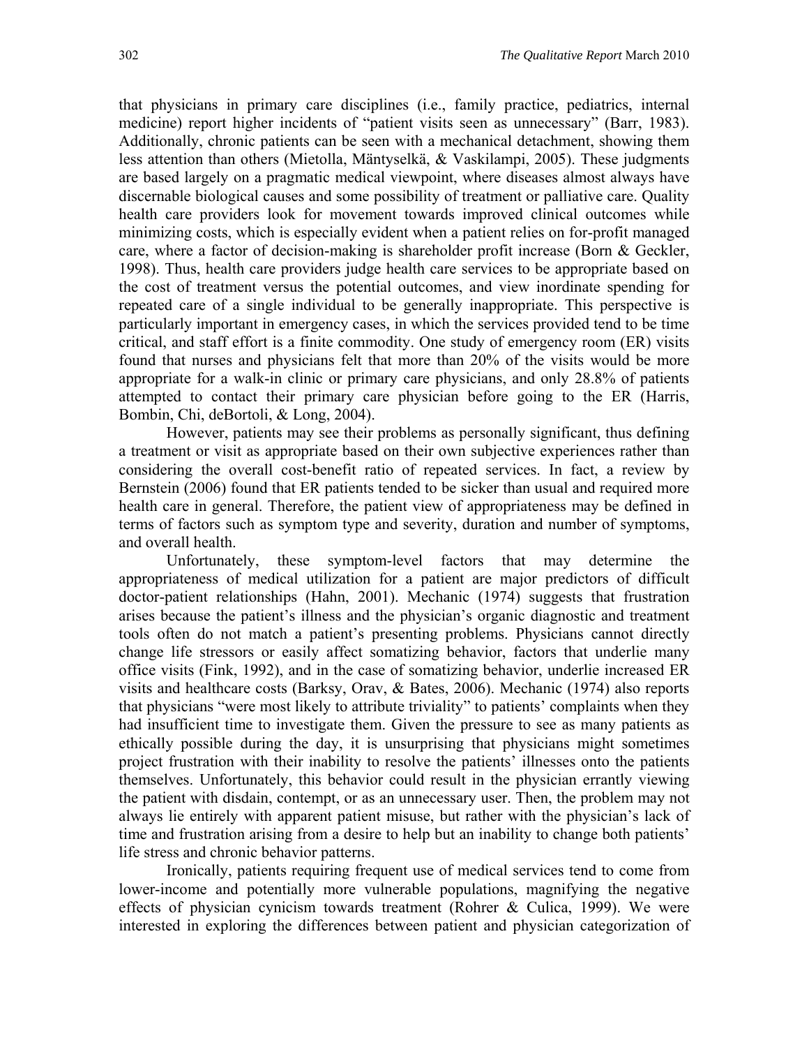that physicians in primary care disciplines (i.e., family practice, pediatrics, internal medicine) report higher incidents of "patient visits seen as unnecessary" (Barr, 1983). Additionally, chronic patients can be seen with a mechanical detachment, showing them less attention than others (Mietolla, Mäntyselkä, & Vaskilampi, 2005). These judgments are based largely on a pragmatic medical viewpoint, where diseases almost always have discernable biological causes and some possibility of treatment or palliative care. Quality health care providers look for movement towards improved clinical outcomes while minimizing costs, which is especially evident when a patient relies on for-profit managed care, where a factor of decision-making is shareholder profit increase (Born & Geckler, 1998). Thus, health care providers judge health care services to be appropriate based on the cost of treatment versus the potential outcomes, and view inordinate spending for repeated care of a single individual to be generally inappropriate. This perspective is particularly important in emergency cases, in which the services provided tend to be time critical, and staff effort is a finite commodity. One study of emergency room (ER) visits found that nurses and physicians felt that more than 20% of the visits would be more appropriate for a walk-in clinic or primary care physicians, and only 28.8% of patients attempted to contact their primary care physician before going to the ER (Harris, Bombin, Chi, deBortoli, & Long, 2004).

However, patients may see their problems as personally significant, thus defining a treatment or visit as appropriate based on their own subjective experiences rather than considering the overall cost-benefit ratio of repeated services. In fact, a review by Bernstein (2006) found that ER patients tended to be sicker than usual and required more health care in general. Therefore, the patient view of appropriateness may be defined in terms of factors such as symptom type and severity, duration and number of symptoms, and overall health.

Unfortunately, these symptom-level factors that may determine the appropriateness of medical utilization for a patient are major predictors of difficult doctor-patient relationships (Hahn, 2001). Mechanic (1974) suggests that frustration arises because the patient's illness and the physician's organic diagnostic and treatment tools often do not match a patient's presenting problems. Physicians cannot directly change life stressors or easily affect somatizing behavior, factors that underlie many office visits (Fink, 1992), and in the case of somatizing behavior, underlie increased ER visits and healthcare costs (Barksy, Orav, & Bates, 2006). Mechanic (1974) also reports that physicians "were most likely to attribute triviality" to patients' complaints when they had insufficient time to investigate them. Given the pressure to see as many patients as ethically possible during the day, it is unsurprising that physicians might sometimes project frustration with their inability to resolve the patients' illnesses onto the patients themselves. Unfortunately, this behavior could result in the physician errantly viewing the patient with disdain, contempt, or as an unnecessary user. Then, the problem may not always lie entirely with apparent patient misuse, but rather with the physician's lack of time and frustration arising from a desire to help but an inability to change both patients' life stress and chronic behavior patterns.

Ironically, patients requiring frequent use of medical services tend to come from lower-income and potentially more vulnerable populations, magnifying the negative effects of physician cynicism towards treatment (Rohrer & Culica, 1999). We were interested in exploring the differences between patient and physician categorization of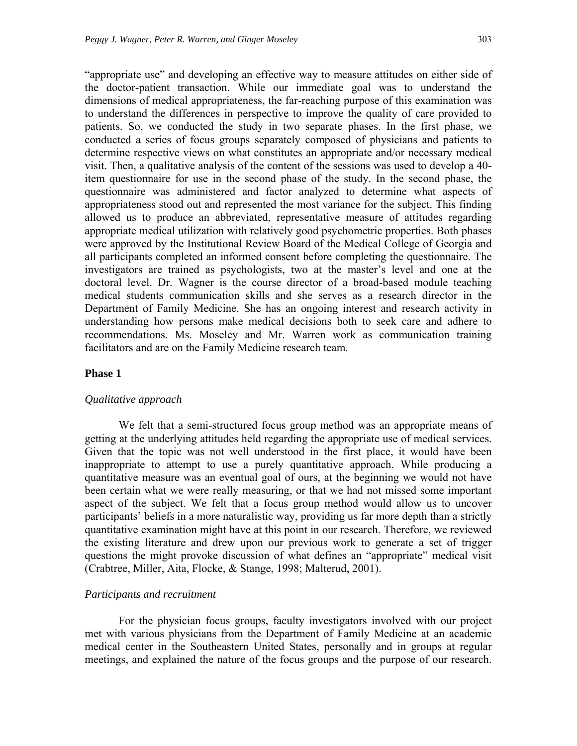"appropriate use" and developing an effective way to measure attitudes on either side of the doctor-patient transaction. While our immediate goal was to understand the dimensions of medical appropriateness, the far-reaching purpose of this examination was to understand the differences in perspective to improve the quality of care provided to patients. So, we conducted the study in two separate phases. In the first phase, we conducted a series of focus groups separately composed of physicians and patients to determine respective views on what constitutes an appropriate and/or necessary medical visit. Then, a qualitative analysis of the content of the sessions was used to develop a 40-item questionnaire for use in the second phase of the study. In the second phase, the questionnaire was administered and factor analyzed to determine what aspects of appropriateness stood out and represented the most variance for the subject. This finding allowed us to produce an abbreviated, representative measure of attitudes regarding appropriate medical utilization with relatively good psychometric properties. Both phases were approved by the Institutional Review Board of the Medical College of Georgia and all participants completed an informed consent before completing the questionnaire. The investigators are trained as psychologists, two at the master's level and one at the doctoral level. Dr. Wagner is the course director of a broad-based module teaching medical students communication skills and she serves as a research director in the Department of Family Medicine. She has an ongoing interest and research activity in understanding how persons make medical decisions both to seek care and adhere to recommendations. Ms. Moseley and Mr. Warren work as communication training facilitators and are on the Family Medicine research team.

## Phase 1

### *Qualitative approach*

We felt that a semi-structured focus group method was an appropriate means of getting at the underlying attitudes held regarding the appropriate use of medical services. Given that the topic was not well understood in the first place, it would have been inappropriate to attempt to use a purely quantitative approach. While producing a quantitative measure was an eventual goal of ours, at the beginning we would not have been certain what we were really measuring, or that we had not missed some important aspect of the subject. We felt that a focus group method would allow us to uncover participants' beliefs in a more naturalistic way, providing us far more depth than a strictly quantitative examination might have at this point in our research. Therefore, we reviewed the existing literature and drew upon our previous work to generate a set of trigger questions the might provoke discussion of what defines an "appropriate" medical visit (Crabtree, Miller, Aita, Flocke, & Stange, 1998; Malterud, 2001).

### *Participants and recruitment*

For the physician focus groups, faculty investigators involved with our project met with various physicians from the Department of Family Medicine at an academic medical center in the Southeastern United States, personally and in groups at regular meetings, and explained the nature of the focus groups and the purpose of our research.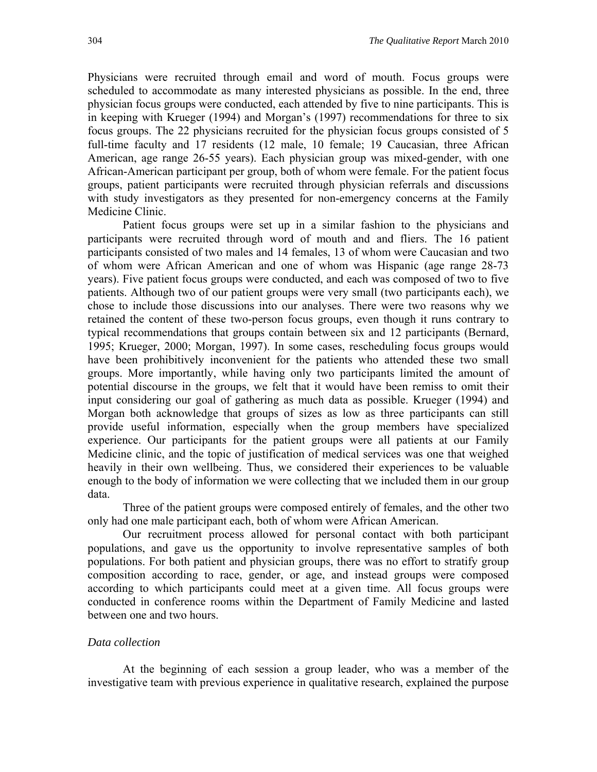Physicians were recruited through email and word of mouth. Focus groups were scheduled to accommodate as many interested physicians as possible. In the end, three physician focus groups were conducted, each attended by five to nine participants. This is in keeping with Krueger (1994) and Morgan's (1997) recommendations for three to six focus groups. The 22 physicians recruited for the physician focus groups consisted of 5 full-time faculty and 17 residents (12 male, 10 female; 19 Caucasian, three African American, age range 26-55 years). Each physician group was mixed-gender, with one African-American participant per group, both of whom were female. For the patient focus groups, patient participants were recruited through physician referrals and discussions with study investigators as they presented for non-emergency concerns at the Family Medicine Clinic.

Patient focus groups were set up in a similar fashion to the physicians and participants were recruited through word of mouth and and fliers. The 16 patient participants consisted of two males and 14 females, 13 of whom were Caucasian and two of whom were African American and one of whom was Hispanic (age range 28-73 years). Five patient focus groups were conducted, and each was composed of two to five patients. Although two of our patient groups were very small (two participants each), we chose to include those discussions into our analyses. There were two reasons why we retained the content of these two-person focus groups, even though it runs contrary to typical recommendations that groups contain between six and 12 participants (Bernard, 1995; Krueger, 2000; Morgan, 1997). In some cases, rescheduling focus groups would have been prohibitively inconvenient for the patients who attended these two small groups. More importantly, while having only two participants limited the amount of potential discourse in the groups, we felt that it would have been remiss to omit their input considering our goal of gathering as much data as possible. Krueger (1994) and Morgan both acknowledge that groups of sizes as low as three participants can still provide useful information, especially when the group members have specialized experience. Our participants for the patient groups were all patients at our Family Medicine clinic, and the topic of justification of medical services was one that weighed heavily in their own wellbeing. Thus, we considered their experiences to be valuable enough to the body of information we were collecting that we included them in our group data.

Three of the patient groups were composed entirely of females, and the other two only had one male participant each, both of whom were African American.

Our recruitment process allowed for personal contact with both participant populations, and gave us the opportunity to involve representative samples of both populations. For both patient and physician groups, there was no effort to stratify group composition according to race, gender, or age, and instead groups were composed according to which participants could meet at a given time. All focus groups were conducted in conference rooms within the Department of Family Medicine and lasted between one and two hours.

*Data collection*

At the beginning of each session a group leader, who was a member of the investigative team with previous experience in qualitative research, explained the purpose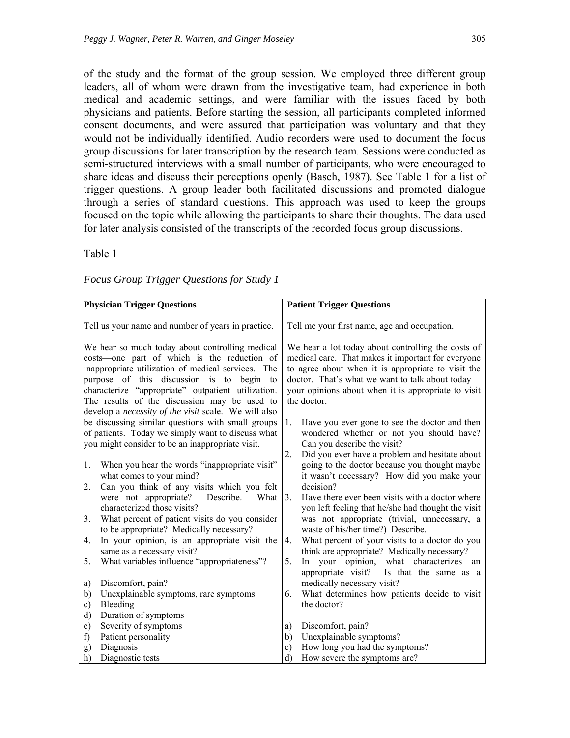of the study and the format of the group session. We employed three different group leaders, all of whom were drawn from the investigative team, had experience in both medical and academic settings, and were familiar with the issues faced by both physicians and patients. Before starting the session, all participants completed informed consent documents, and were assured that participation was voluntary and that they would not be individually identified. Audio recorders were used to document the focus group discussions for later transcription by the research team. Sessions were conducted as semi-structured interviews with a small number of participants, who were encouraged to share ideas and discuss their perceptions openly (Basch, 1987). See Table 1 for a list of trigger questions. A group leader both facilitated discussions and promoted dialogue through a series of standard questions. This approach was used to keep the groups focused on the topic while allowing the participants to share their thoughts. The data used for later analysis consisted of the transcripts of the recorded focus group discussions.

Table 1

*Focus Group Trigger Questions for Study 1*

| **Physician Trigger Questions** | **Patient Trigger Questions** |
|---|---|
| Tell us your name and number of years in practice. | Tell me your first name, age and occupation. |
| We hear so much today about controlling medical costs—one part of which is the reduction of inappropriate utilization of medical services. The purpose of this discussion is to begin to characterize "appropriate" outpatient utilization. The results of the discussion may be used to develop a *necessity of the visit* scale. We will also be discussing similar questions with small groups of patients. Today we simply want to discuss what you might consider to be an inappropriate visit. | We hear a lot today about controlling the costs of medical care. That makes it important for everyone to agree about when it is appropriate to visit the doctor. That's what we want to talk about today—your opinions about when it is appropriate to visit the doctor. |
| 1. When you hear the words "inappropriate visit" what comes to your mind? | 1. Have you ever gone to see the doctor and then wondered whether or not you should have? Can you describe the visit? |
| 2. Can you think of any visits which you felt were not appropriate? Describe. What characterized those visits? | 2. Did you ever have a problem and hesitate about going to the doctor because you thought maybe it wasn't necessary? How did you make your decision? |
| 3. What percent of patient visits do you consider to be appropriate? Medically necessary? | 3. Have there ever been visits with a doctor where you left feeling that he/she had thought the visit was not appropriate (trivial, unnecessary, a waste of his/her time?) Describe. |
| 4. In your opinion, is an appropriate visit the same as a necessary visit? | 4. What percent of your visits to a doctor do you think are appropriate? Medically necessary? |
| 5. What variables influence "appropriateness"? | 5. In your opinion, what characterizes an appropriate visit? Is that the same as a medically necessary visit? |
| a) Discomfort, pain? | 6. What determines how patients decide to visit the doctor? |
| b) Unexplainable symptoms, rare symptoms | a) Discomfort, pain? |
| c) Bleeding | b) Unexplainable symptoms? |
| d) Duration of symptoms | c) How long you had the symptoms? |
| e) Severity of symptoms | d) How severe the symptoms are? |
| f) Patient personality | |
| g) Diagnosis | |
| h) Diagnostic tests | |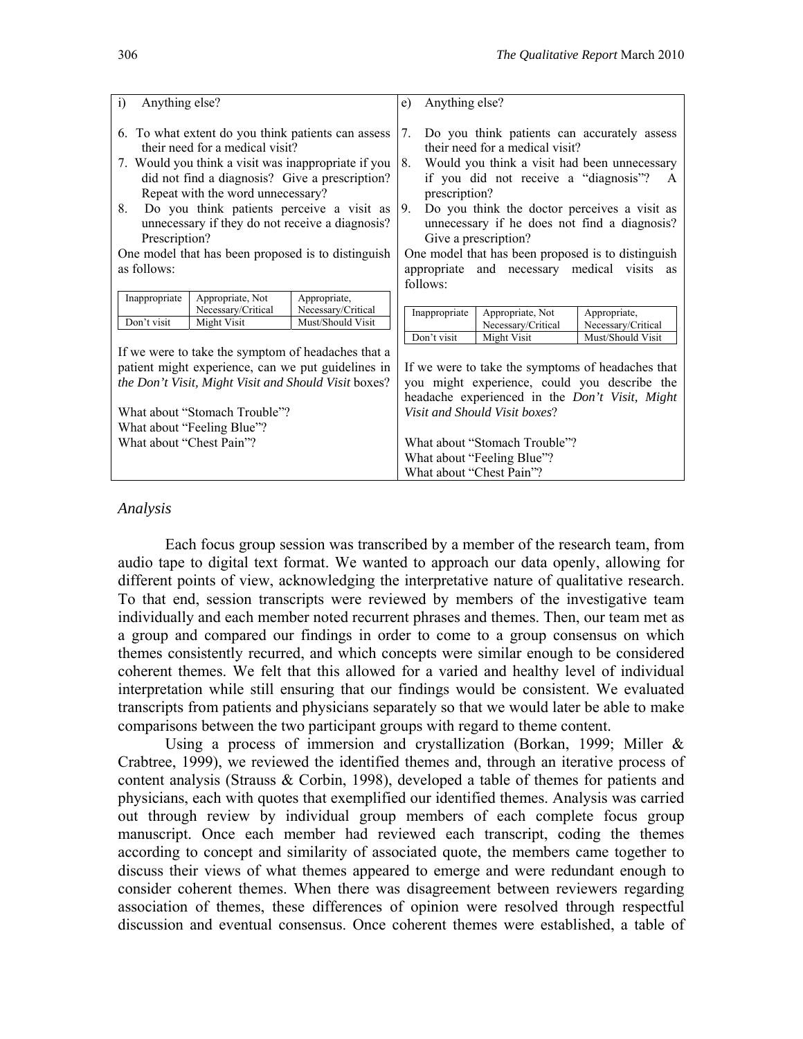| i) Anything else? | e) Anything else? |
|---|---|
| 6. To what extent do you think patients can assess their need for a medical visit? | 7. Do you think patients can accurately assess their need for a medical visit? |
| 7. Would you think a visit was inappropriate if you did not find a diagnosis? Give a prescription? Repeat with the word unnecessary? | 8. Would you think a visit had been unnecessary if you did not receive a "diagnosis"? A prescription? |
| 8. Do you think patients perceive a visit as unnecessary if they do not receive a diagnosis? Prescription? | 9. Do you think the doctor perceives a visit as unnecessary if he does not find a diagnosis? Give a prescription? |
| One model that has been proposed is to distinguish as follows: | One model that has been proposed is to distinguish appropriate and necessary medical visits as follows: |

| Inappropriate | Appropriate, Not Necessary/Critical | Appropriate, Necessary/Critical |
|---|---|---|
| Don't visit | Might Visit | Must/Should Visit |

| Physician groups | Patient groups |
|---|---|
| If we were to take the symptom of headaches that a patient might experience, can we put guidelines in *the Don't Visit, Might Visit and Should Visit* boxes? | If we were to take the symptoms of headaches that you might experience, could you describe the headache experienced in the *Don't Visit, Might Visit and Should Visit boxes*? |
| What about "Stomach Trouble"? | What about "Stomach Trouble"? |
| What about "Feeling Blue"? | What about "Feeling Blue"? |
| What about "Chest Pain"? | What about "Chest Pain"? |

*Analysis*

Each focus group session was transcribed by a member of the research team, from audio tape to digital text format. We wanted to approach our data openly, allowing for different points of view, acknowledging the interpretative nature of qualitative research. To that end, session transcripts were reviewed by members of the investigative team individually and each member noted recurrent phrases and themes. Then, our team met as a group and compared our findings in order to come to a group consensus on which themes consistently recurred, and which concepts were similar enough to be considered coherent themes. We felt that this allowed for a varied and healthy level of individual interpretation while still ensuring that our findings would be consistent. We evaluated transcripts from patients and physicians separately so that we would later be able to make comparisons between the two participant groups with regard to theme content.

Using a process of immersion and crystallization (Borkan, 1999; Miller & Crabtree, 1999), we reviewed the identified themes and, through an iterative process of content analysis (Strauss & Corbin, 1998), developed a table of themes for patients and physicians, each with quotes that exemplified our identified themes. Analysis was carried out through review by individual group members of each complete focus group manuscript. Once each member had reviewed each transcript, coding the themes according to concept and similarity of associated quote, the members came together to discuss their views of what themes appeared to emerge and were redundant enough to consider coherent themes. When there was disagreement between reviewers regarding association of themes, these differences of opinion were resolved through respectful discussion and eventual consensus. Once coherent themes were established, a table of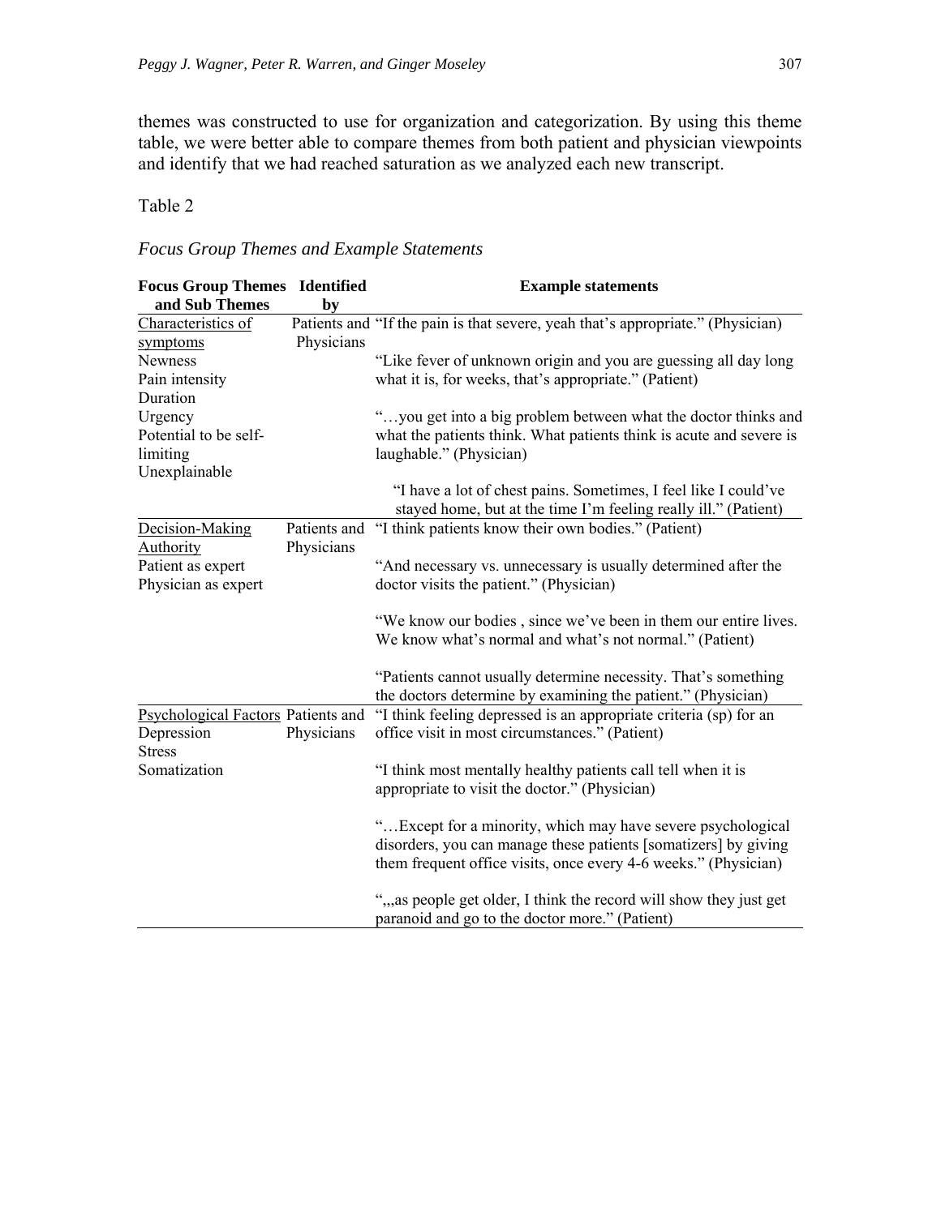themes was constructed to use for organization and categorization. By using this theme table, we were better able to compare themes from both patient and physician viewpoints and identify that we had reached saturation as we analyzed each new transcript.

Table 2

*Focus Group Themes and Example Statements*

| **Focus Group Themes and Sub Themes** | **Identified by** | **Example statements** |
|---|---|---|
| Characteristics of symptoms<br>Newness<br>Pain intensity<br>Duration<br>Urgency<br>Potential to be self-limiting<br>Unexplainable | Patients and Physicians | "If the pain is that severe, yeah that's appropriate." (Physician)<br><br>"Like fever of unknown origin and you are guessing all day long what it is, for weeks, that's appropriate." (Patient)<br><br>"…you get into a big problem between what the doctor thinks and what the patients think. What patients think is acute and severe is laughable." (Physician)<br><br>"I have a lot of chest pains. Sometimes, I feel like I could've stayed home, but at the time I'm feeling really ill." (Patient) |
| Decision-Making Authority<br>Patient as expert<br>Physician as expert | Patients and Physicians | "I think patients know their own bodies." (Patient)<br><br>"And necessary vs. unnecessary is usually determined after the doctor visits the patient." (Physician)<br><br>"We know our bodies , since we've been in them our entire lives. We know what's normal and what's not normal." (Patient)<br><br>"Patients cannot usually determine necessity. That's something the doctors determine by examining the patient." (Physician) |
| Psychological Factors<br>Depression<br>Stress<br>Somatization | Patients and Physicians | "I think feeling depressed is an appropriate criteria (sp) for an office visit in most circumstances." (Patient)<br><br>"I think most mentally healthy patients call tell when it is appropriate to visit the doctor." (Physician)<br><br>"…Except for a minority, which may have severe psychological disorders, you can manage these patients [somatizers] by giving them frequent office visits, once every 4-6 weeks." (Physician)<br><br>",,,as people get older, I think the record will show they just get paranoid and go to the doctor more." (Patient) |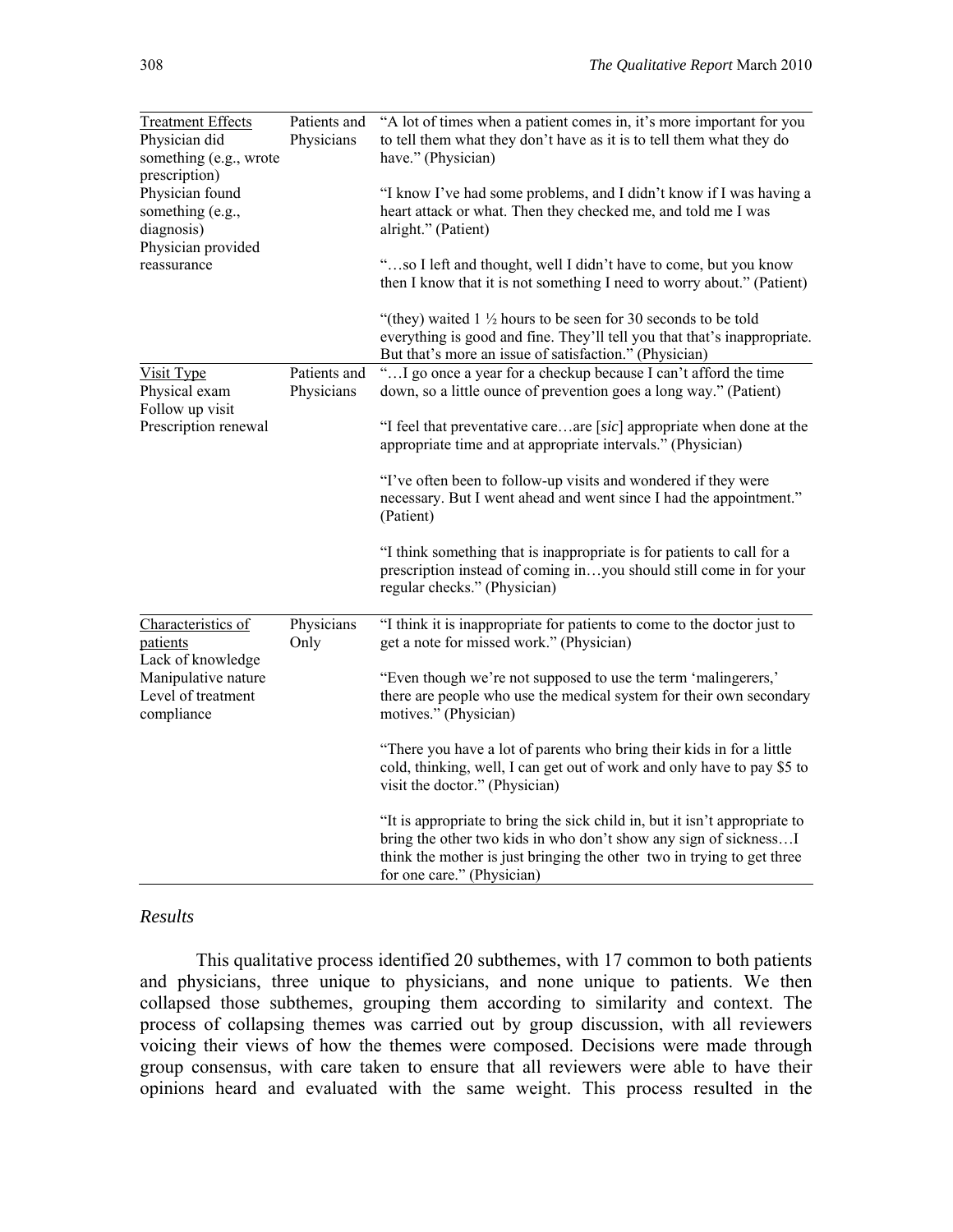| | | |
|---|---|---|
| Treatment Effects<br>Physician did something (e.g., wrote prescription)<br>Physician found something (e.g., diagnosis)<br>Physician provided reassurance | Patients and Physicians | "A lot of times when a patient comes in, it's more important for you to tell them what they don't have as it is to tell them what they do have." (Physician)<br><br>"I know I've had some problems, and I didn't know if I was having a heart attack or what. Then they checked me, and told me I was alright." (Patient)<br><br>"…so I left and thought, well I didn't have to come, but you know then I know that it is not something I need to worry about." (Patient)<br><br>"(they) waited 1 ½ hours to be seen for 30 seconds to be told everything is good and fine. They'll tell you that that's inappropriate. But that's more an issue of satisfaction." (Physician) |
| Visit Type<br>Physical exam<br>Follow up visit<br>Prescription renewal | Patients and Physicians | "…I go once a year for a checkup because I can't afford the time down, so a little ounce of prevention goes a long way." (Patient)<br><br>"I feel that preventative care…are [*sic*] appropriate when done at the appropriate time and at appropriate intervals." (Physician)<br><br>"I've often been to follow-up visits and wondered if they were necessary. But I went ahead and went since I had the appointment." (Patient)<br><br>"I think something that is inappropriate is for patients to call for a prescription instead of coming in…you should still come in for your regular checks." (Physician) |
| Characteristics of patients<br>Lack of knowledge<br>Manipulative nature<br>Level of treatment compliance | Physicians Only | "I think it is inappropriate for patients to come to the doctor just to get a note for missed work." (Physician)<br><br>"Even though we're not supposed to use the term 'malingerers,' there are people who use the medical system for their own secondary motives." (Physician)<br><br>"There you have a lot of parents who bring their kids in for a little cold, thinking, well, I can get out of work and only have to pay $5 to visit the doctor." (Physician)<br><br>"It is appropriate to bring the sick child in, but it isn't appropriate to bring the other two kids in who don't show any sign of sickness…I think the mother is just bringing the other two in trying to get three for one care." (Physician) |

### *Results*

This qualitative process identified 20 subthemes, with 17 common to both patients and physicians, three unique to physicians, and none unique to patients. We then collapsed those subthemes, grouping them according to similarity and context. The process of collapsing themes was carried out by group discussion, with all reviewers voicing their views of how the themes were composed. Decisions were made through group consensus, with care taken to ensure that all reviewers were able to have their opinions heard and evaluated with the same weight. This process resulted in the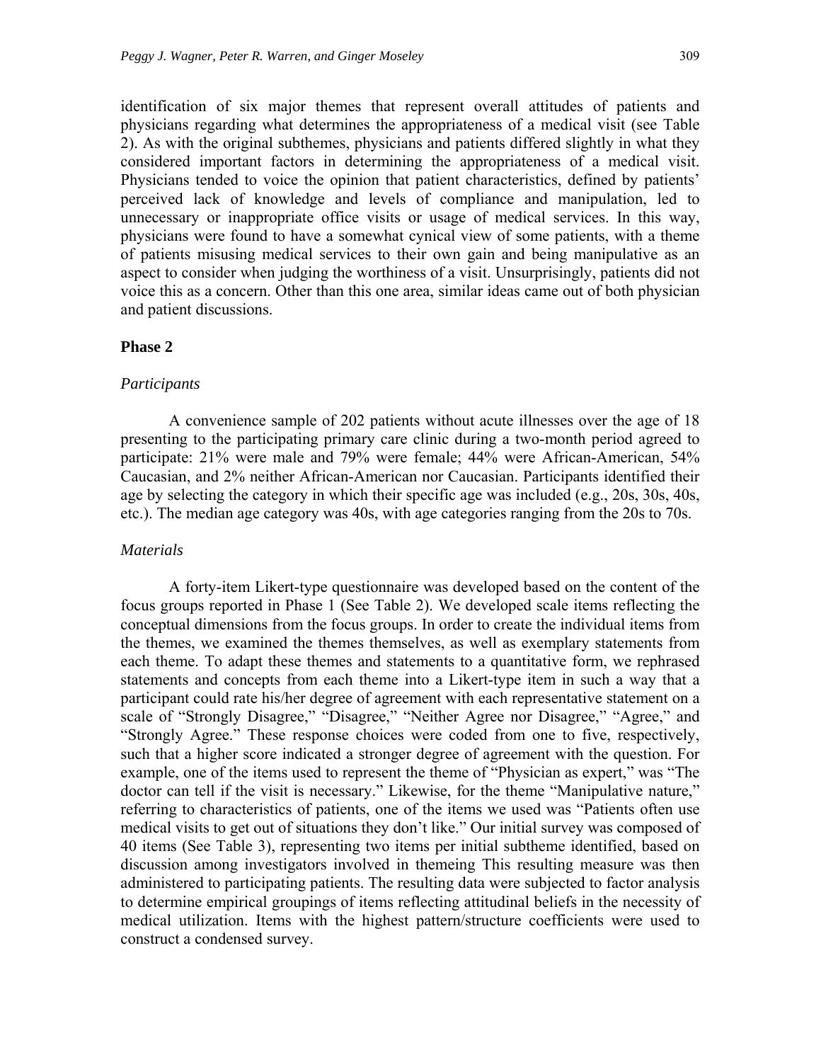identification of six major themes that represent overall attitudes of patients and physicians regarding what determines the appropriateness of a medical visit (see Table 2). As with the original subthemes, physicians and patients differed slightly in what they considered important factors in determining the appropriateness of a medical visit. Physicians tended to voice the opinion that patient characteristics, defined by patients' perceived lack of knowledge and levels of compliance and manipulation, led to unnecessary or inappropriate office visits or usage of medical services. In this way, physicians were found to have a somewhat cynical view of some patients, with a theme of patients misusing medical services to their own gain and being manipulative as an aspect to consider when judging the worthiness of a visit. Unsurprisingly, patients did not voice this as a concern. Other than this one area, similar ideas came out of both physician and patient discussions.

## Phase 2

### *Participants*

A convenience sample of 202 patients without acute illnesses over the age of 18 presenting to the participating primary care clinic during a two-month period agreed to participate: 21% were male and 79% were female; 44% were African-American, 54% Caucasian, and 2% neither African-American nor Caucasian. Participants identified their age by selecting the category in which their specific age was included (e.g., 20s, 30s, 40s, etc.). The median age category was 40s, with age categories ranging from the 20s to 70s.

### *Materials*

A forty-item Likert-type questionnaire was developed based on the content of the focus groups reported in Phase 1 (See Table 2). We developed scale items reflecting the conceptual dimensions from the focus groups. In order to create the individual items from the themes, we examined the themes themselves, as well as exemplary statements from each theme. To adapt these themes and statements to a quantitative form, we rephrased statements and concepts from each theme into a Likert-type item in such a way that a participant could rate his/her degree of agreement with each representative statement on a scale of "Strongly Disagree," "Disagree," "Neither Agree nor Disagree," "Agree," and "Strongly Agree." These response choices were coded from one to five, respectively, such that a higher score indicated a stronger degree of agreement with the question. For example, one of the items used to represent the theme of "Physician as expert," was "The doctor can tell if the visit is necessary." Likewise, for the theme "Manipulative nature," referring to characteristics of patients, one of the items we used was "Patients often use medical visits to get out of situations they don't like." Our initial survey was composed of 40 items (See Table 3), representing two items per initial subtheme identified, based on discussion among investigators involved in themeing This resulting measure was then administered to participating patients. The resulting data were subjected to factor analysis to determine empirical groupings of items reflecting attitudinal beliefs in the necessity of medical utilization. Items with the highest pattern/structure coefficients were used to construct a condensed survey.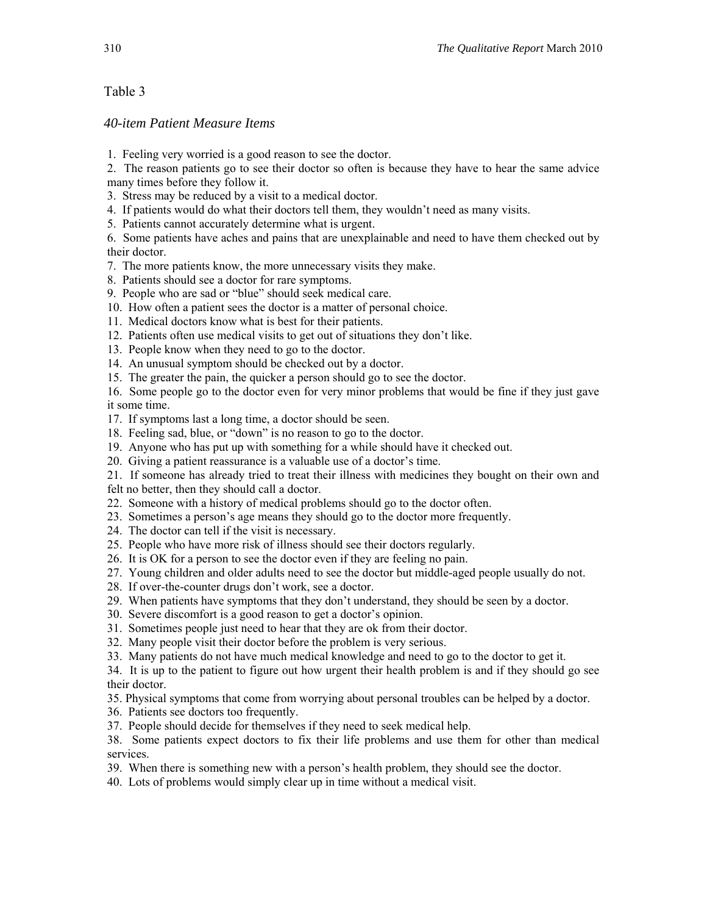Table 3

*40-item Patient Measure Items*

1. Feeling very worried is a good reason to see the doctor.
2. The reason patients go to see their doctor so often is because they have to hear the same advice many times before they follow it.
3. Stress may be reduced by a visit to a medical doctor.
4. If patients would do what their doctors tell them, they wouldn't need as many visits.
5. Patients cannot accurately determine what is urgent.
6. Some patients have aches and pains that are unexplainable and need to have them checked out by their doctor.
7. The more patients know, the more unnecessary visits they make.
8. Patients should see a doctor for rare symptoms.
9. People who are sad or "blue" should seek medical care.
10. How often a patient sees the doctor is a matter of personal choice.
11. Medical doctors know what is best for their patients.
12. Patients often use medical visits to get out of situations they don't like.
13. People know when they need to go to the doctor.
14. An unusual symptom should be checked out by a doctor.
15. The greater the pain, the quicker a person should go to see the doctor.
16. Some people go to the doctor even for very minor problems that would be fine if they just gave it some time.
17. If symptoms last a long time, a doctor should be seen.
18. Feeling sad, blue, or "down" is no reason to go to the doctor.
19. Anyone who has put up with something for a while should have it checked out.
20. Giving a patient reassurance is a valuable use of a doctor's time.
21. If someone has already tried to treat their illness with medicines they bought on their own and felt no better, then they should call a doctor.
22. Someone with a history of medical problems should go to the doctor often.
23. Sometimes a person's age means they should go to the doctor more frequently.
24. The doctor can tell if the visit is necessary.
25. People who have more risk of illness should see their doctors regularly.
26. It is OK for a person to see the doctor even if they are feeling no pain.
27. Young children and older adults need to see the doctor but middle-aged people usually do not.
28. If over-the-counter drugs don't work, see a doctor.
29. When patients have symptoms that they don't understand, they should be seen by a doctor.
30. Severe discomfort is a good reason to get a doctor's opinion.
31. Sometimes people just need to hear that they are ok from their doctor.
32. Many people visit their doctor before the problem is very serious.
33. Many patients do not have much medical knowledge and need to go to the doctor to get it.
34. It is up to the patient to figure out how urgent their health problem is and if they should go see their doctor.
35. Physical symptoms that come from worrying about personal troubles can be helped by a doctor.
36. Patients see doctors too frequently.
37. People should decide for themselves if they need to seek medical help.
38. Some patients expect doctors to fix their life problems and use them for other than medical services.
39. When there is something new with a person's health problem, they should see the doctor.
40. Lots of problems would simply clear up in time without a medical visit.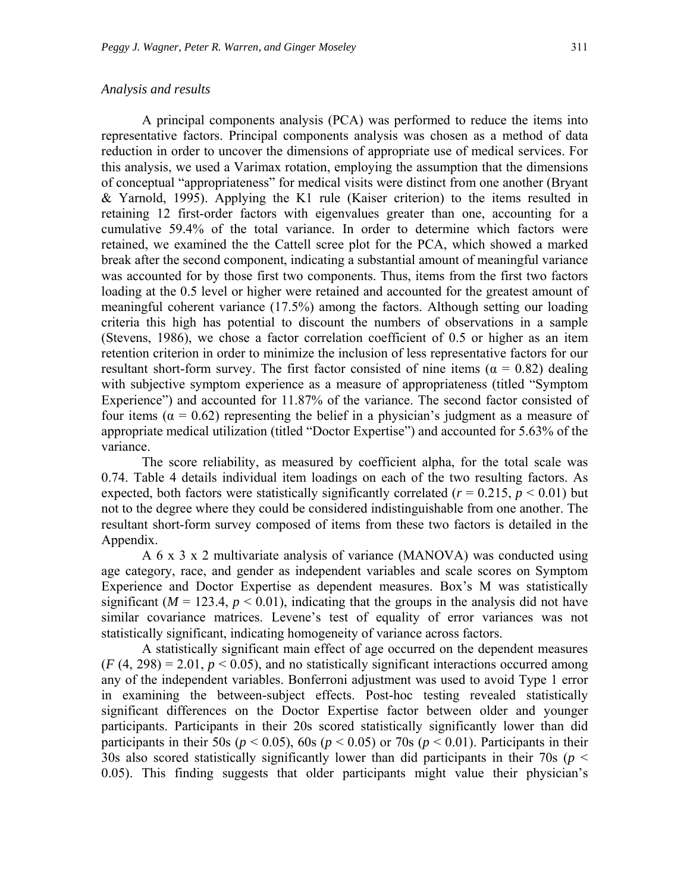### *Analysis and results*

A principal components analysis (PCA) was performed to reduce the items into representative factors. Principal components analysis was chosen as a method of data reduction in order to uncover the dimensions of appropriate use of medical services. For this analysis, we used a Varimax rotation, employing the assumption that the dimensions of conceptual "appropriateness" for medical visits were distinct from one another (Bryant & Yarnold, 1995). Applying the K1 rule (Kaiser criterion) to the items resulted in retaining 12 first-order factors with eigenvalues greater than one, accounting for a cumulative 59.4% of the total variance. In order to determine which factors were retained, we examined the the Cattell scree plot for the PCA, which showed a marked break after the second component, indicating a substantial amount of meaningful variance was accounted for by those first two components. Thus, items from the first two factors loading at the 0.5 level or higher were retained and accounted for the greatest amount of meaningful coherent variance (17.5%) among the factors. Although setting our loading criteria this high has potential to discount the numbers of observations in a sample (Stevens, 1986), we chose a factor correlation coefficient of 0.5 or higher as an item retention criterion in order to minimize the inclusion of less representative factors for our resultant short-form survey. The first factor consisted of nine items ($\alpha = 0.82$) dealing with subjective symptom experience as a measure of appropriateness (titled "Symptom Experience") and accounted for 11.87% of the variance. The second factor consisted of four items ($\alpha = 0.62$) representing the belief in a physician's judgment as a measure of appropriate medical utilization (titled "Doctor Expertise") and accounted for 5.63% of the variance.

The score reliability, as measured by coefficient alpha, for the total scale was 0.74. Table 4 details individual item loadings on each of the two resulting factors. As expected, both factors were statistically significantly correlated ($r = 0.215$, $p < 0.01$) but not to the degree where they could be considered indistinguishable from one another. The resultant short-form survey composed of items from these two factors is detailed in the Appendix.

A 6 x 3 x 2 multivariate analysis of variance (MANOVA) was conducted using age category, race, and gender as independent variables and scale scores on Symptom Experience and Doctor Expertise as dependent measures. Box's M was statistically significant ($M = 123.4$, $p < 0.01$), indicating that the groups in the analysis did not have similar covariance matrices. Levene's test of equality of error variances was not statistically significant, indicating homogeneity of variance across factors.

A statistically significant main effect of age occurred on the dependent measures ($F$ (4, 298) = 2.01, $p < 0.05$), and no statistically significant interactions occurred among any of the independent variables. Bonferroni adjustment was used to avoid Type 1 error in examining the between-subject effects. Post-hoc testing revealed statistically significant differences on the Doctor Expertise factor between older and younger participants. Participants in their 20s scored statistically significantly lower than did participants in their 50s ($p < 0.05$), 60s ($p < 0.05$) or 70s ($p < 0.01$). Participants in their 30s also scored statistically significantly lower than did participants in their 70s ($p < 0.05$). This finding suggests that older participants might value their physician's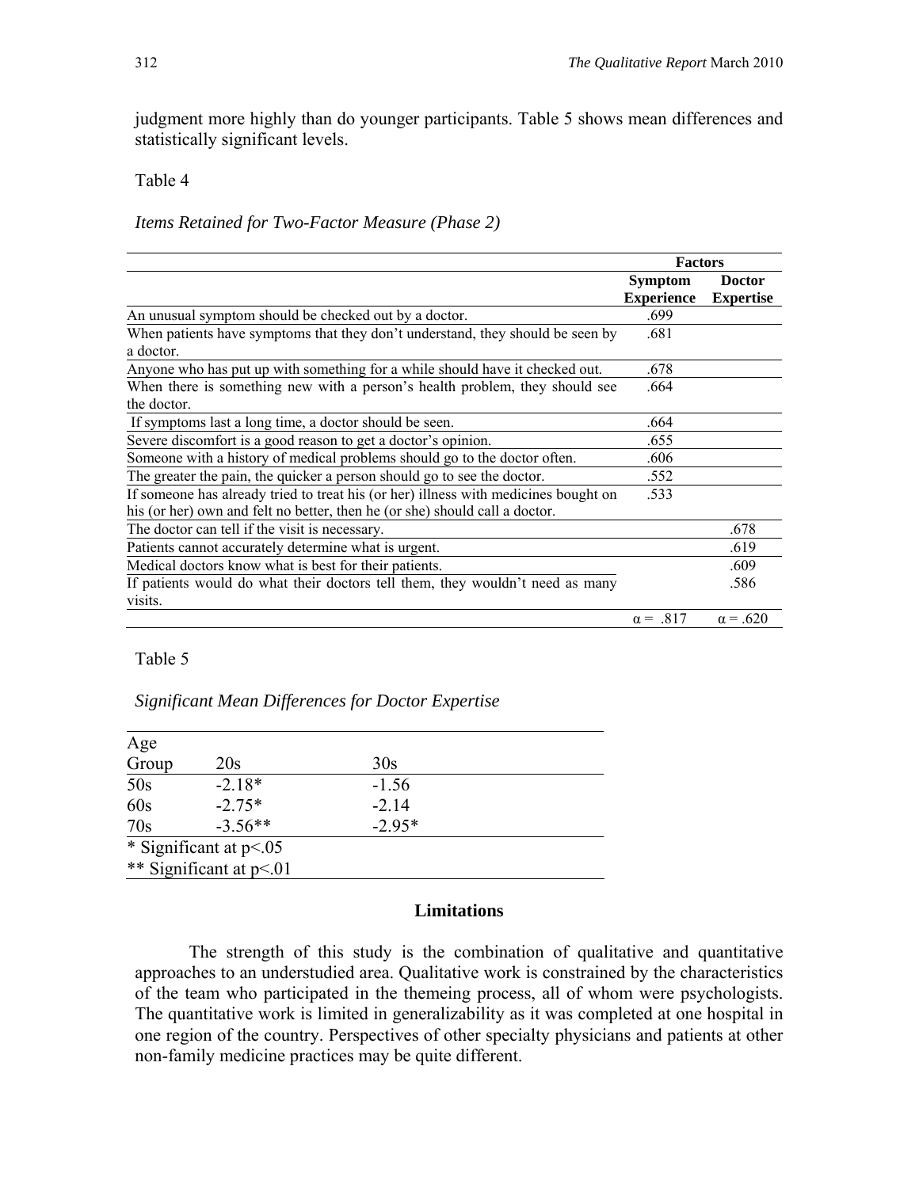judgment more highly than do younger participants. Table 5 shows mean differences and statistically significant levels.

Table 4

*Items Retained for Two-Factor Measure (Phase 2)*

| | Factors | |
|---|---|---|
| | **Symptom Experience** | **Doctor Expertise** |
| An unusual symptom should be checked out by a doctor. | .699 | |
| When patients have symptoms that they don't understand, they should be seen by a doctor. | .681 | |
| Anyone who has put up with something for a while should have it checked out. | .678 | |
| When there is something new with a person's health problem, they should see the doctor. | .664 | |
| If symptoms last a long time, a doctor should be seen. | .664 | |
| Severe discomfort is a good reason to get a doctor's opinion. | .655 | |
| Someone with a history of medical problems should go to the doctor often. | .606 | |
| The greater the pain, the quicker a person should go to see the doctor. | .552 | |
| If someone has already tried to treat his (or her) illness with medicines bought on his (or her) own and felt no better, then he (or she) should call a doctor. | .533 | |
| The doctor can tell if the visit is necessary. | | .678 |
| Patients cannot accurately determine what is urgent. | | .619 |
| Medical doctors know what is best for their patients. | | .609 |
| If patients would do what their doctors tell them, they wouldn't need as many visits. | | .586 |
| | $\alpha = .817$ | $\alpha = .620$ |

Table 5

*Significant Mean Differences for Doctor Expertise*

| Age Group | 20s | 30s |
|---|---|---|
| 50s | -2.18* | -1.56 |
| 60s | -2.75* | -2.14 |
| 70s | -3.56** | -2.95* |

\* Significant at p<.05
\*\* Significant at p<.01

## Limitations

The strength of this study is the combination of qualitative and quantitative approaches to an understudied area. Qualitative work is constrained by the characteristics of the team who participated in the themeing process, all of whom were psychologists. The quantitative work is limited in generalizability as it was completed at one hospital in one region of the country. Perspectives of other specialty physicians and patients at other non-family medicine practices may be quite different.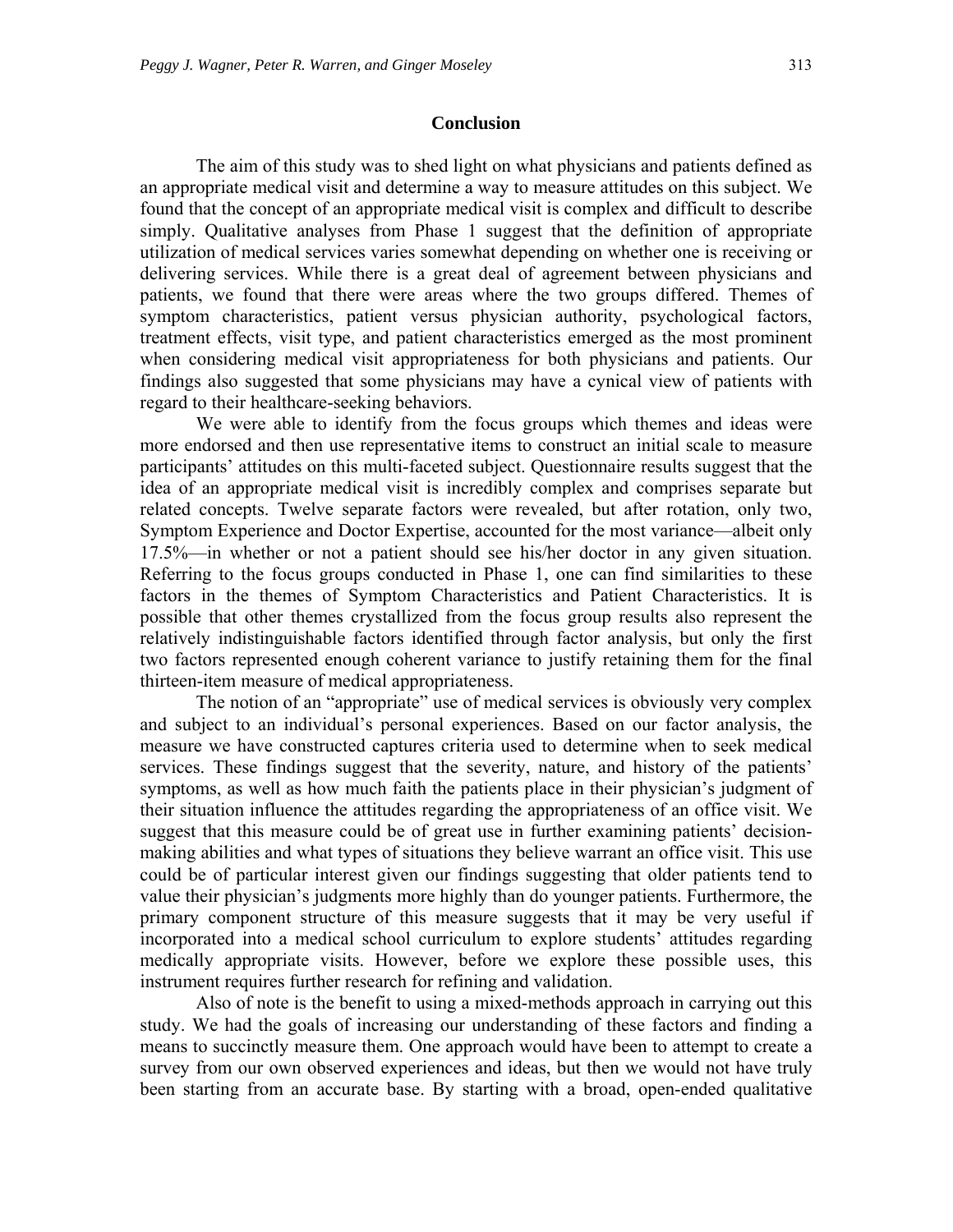## Conclusion

The aim of this study was to shed light on what physicians and patients defined as an appropriate medical visit and determine a way to measure attitudes on this subject. We found that the concept of an appropriate medical visit is complex and difficult to describe simply. Qualitative analyses from Phase 1 suggest that the definition of appropriate utilization of medical services varies somewhat depending on whether one is receiving or delivering services. While there is a great deal of agreement between physicians and patients, we found that there were areas where the two groups differed. Themes of symptom characteristics, patient versus physician authority, psychological factors, treatment effects, visit type, and patient characteristics emerged as the most prominent when considering medical visit appropriateness for both physicians and patients. Our findings also suggested that some physicians may have a cynical view of patients with regard to their healthcare-seeking behaviors.

We were able to identify from the focus groups which themes and ideas were more endorsed and then use representative items to construct an initial scale to measure participants' attitudes on this multi-faceted subject. Questionnaire results suggest that the idea of an appropriate medical visit is incredibly complex and comprises separate but related concepts. Twelve separate factors were revealed, but after rotation, only two, Symptom Experience and Doctor Expertise, accounted for the most variance—albeit only 17.5%—in whether or not a patient should see his/her doctor in any given situation. Referring to the focus groups conducted in Phase 1, one can find similarities to these factors in the themes of Symptom Characteristics and Patient Characteristics. It is possible that other themes crystallized from the focus group results also represent the relatively indistinguishable factors identified through factor analysis, but only the first two factors represented enough coherent variance to justify retaining them for the final thirteen-item measure of medical appropriateness.

The notion of an "appropriate" use of medical services is obviously very complex and subject to an individual's personal experiences. Based on our factor analysis, the measure we have constructed captures criteria used to determine when to seek medical services. These findings suggest that the severity, nature, and history of the patients' symptoms, as well as how much faith the patients place in their physician's judgment of their situation influence the attitudes regarding the appropriateness of an office visit. We suggest that this measure could be of great use in further examining patients' decision-making abilities and what types of situations they believe warrant an office visit. This use could be of particular interest given our findings suggesting that older patients tend to value their physician's judgments more highly than do younger patients. Furthermore, the primary component structure of this measure suggests that it may be very useful if incorporated into a medical school curriculum to explore students' attitudes regarding medically appropriate visits. However, before we explore these possible uses, this instrument requires further research for refining and validation.

Also of note is the benefit to using a mixed-methods approach in carrying out this study. We had the goals of increasing our understanding of these factors and finding a means to succinctly measure them. One approach would have been to attempt to create a survey from our own observed experiences and ideas, but then we would not have truly been starting from an accurate base. By starting with a broad, open-ended qualitative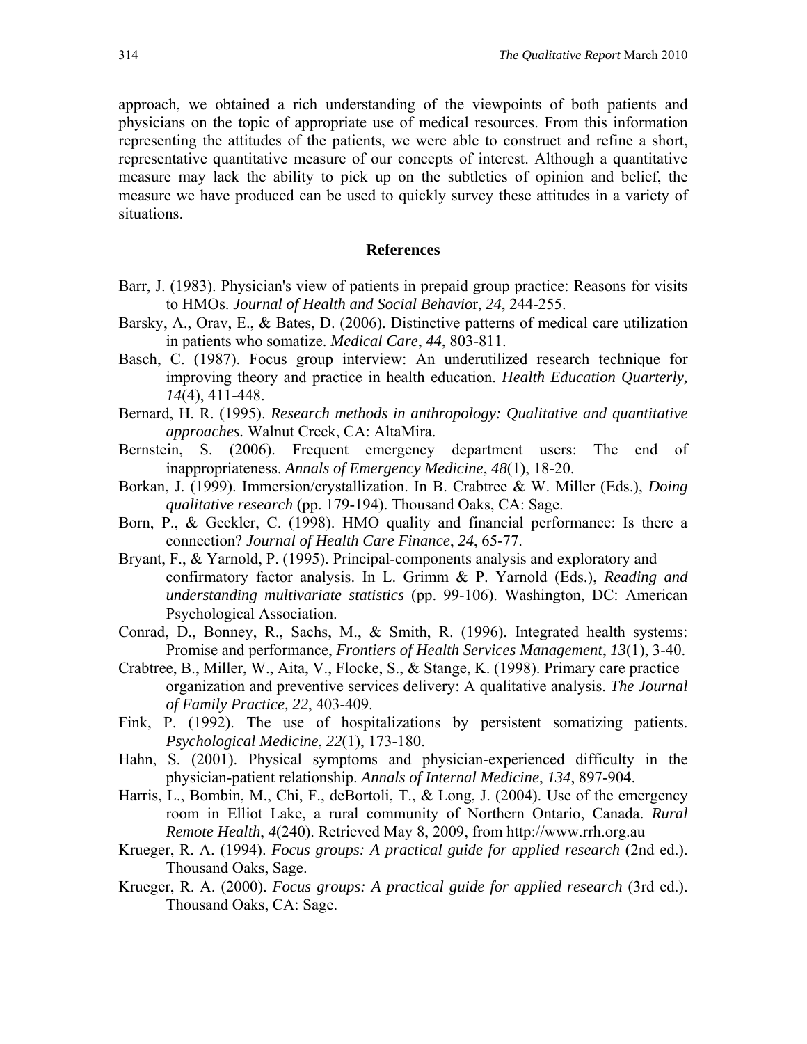approach, we obtained a rich understanding of the viewpoints of both patients and physicians on the topic of appropriate use of medical resources. From this information representing the attitudes of the patients, we were able to construct and refine a short, representative quantitative measure of our concepts of interest. Although a quantitative measure may lack the ability to pick up on the subtleties of opinion and belief, the measure we have produced can be used to quickly survey these attitudes in a variety of situations.

## References

Barr, J. (1983). Physician's view of patients in prepaid group practice: Reasons for visits to HMOs. *Journal of Health and Social Behavior*, *24*, 244-255.

Barsky, A., Orav, E., & Bates, D. (2006). Distinctive patterns of medical care utilization in patients who somatize. *Medical Care*, *44*, 803-811.

Basch, C. (1987). Focus group interview: An underutilized research technique for improving theory and practice in health education. *Health Education Quarterly, 14*(4), 411-448.

Bernard, H. R. (1995). *Research methods in anthropology: Qualitative and quantitative approaches.* Walnut Creek, CA: AltaMira.

Bernstein, S. (2006). Frequent emergency department users: The end of inappropriateness. *Annals of Emergency Medicine*, *48*(1), 18-20.

Borkan, J. (1999). Immersion/crystallization. In B. Crabtree & W. Miller (Eds.), *Doing qualitative research* (pp. 179-194). Thousand Oaks, CA: Sage.

Born, P., & Geckler, C. (1998). HMO quality and financial performance: Is there a connection? *Journal of Health Care Finance*, *24*, 65-77.

Bryant, F., & Yarnold, P. (1995). Principal-components analysis and exploratory and confirmatory factor analysis. In L. Grimm & P. Yarnold (Eds.), *Reading and understanding multivariate statistics* (pp. 99-106). Washington, DC: American Psychological Association.

Conrad, D., Bonney, R., Sachs, M., & Smith, R. (1996). Integrated health systems: Promise and performance, *Frontiers of Health Services Management*, *13*(1), 3-40.

Crabtree, B., Miller, W., Aita, V., Flocke, S., & Stange, K. (1998). Primary care practice organization and preventive services delivery: A qualitative analysis. *The Journal of Family Practice, 22*, 403-409.

Fink, P. (1992). The use of hospitalizations by persistent somatizing patients. *Psychological Medicine*, *22*(1), 173-180.

Hahn, S. (2001). Physical symptoms and physician-experienced difficulty in the physician-patient relationship. *Annals of Internal Medicine*, *134*, 897-904.

Harris, L., Bombin, M., Chi, F., deBortoli, T., & Long, J. (2004). Use of the emergency room in Elliot Lake, a rural community of Northern Ontario, Canada. *Rural Remote Health*, *4*(240). Retrieved May 8, 2009, from http://www.rrh.org.au

Krueger, R. A. (1994). *Focus groups: A practical guide for applied research* (2nd ed.). Thousand Oaks, Sage.

Krueger, R. A. (2000). *Focus groups: A practical guide for applied research* (3rd ed.). Thousand Oaks, CA: Sage.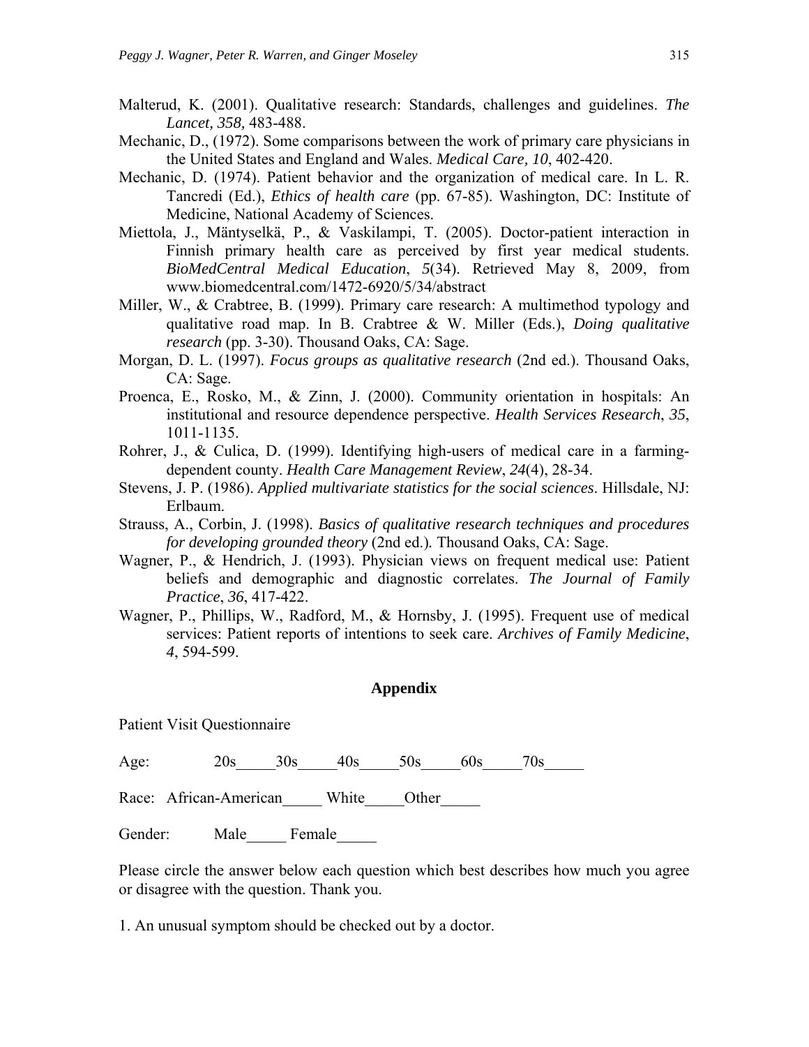Malterud, K. (2001). Qualitative research: Standards, challenges and guidelines. *The Lancet, 358,* 483-488.

Mechanic, D., (1972). Some comparisons between the work of primary care physicians in the United States and England and Wales. *Medical Care*, *10*, 402-420.

Mechanic, D. (1974). Patient behavior and the organization of medical care. In L. R. Tancredi (Ed.), *Ethics of health care* (pp. 67-85). Washington, DC: Institute of Medicine, National Academy of Sciences.

Miettola, J., Mäntyselkä, P., & Vaskilampi, T. (2005). Doctor-patient interaction in Finnish primary health care as perceived by first year medical students. *BioMedCentral Medical Education*, *5*(34). Retrieved May 8, 2009, from www.biomedcentral.com/1472-6920/5/34/abstract

Miller, W., & Crabtree, B. (1999). Primary care research: A multimethod typology and qualitative road map. In B. Crabtree & W. Miller (Eds.), *Doing qualitative research* (pp. 3-30). Thousand Oaks, CA: Sage.

Morgan, D. L. (1997). *Focus groups as qualitative research* (2nd ed.). Thousand Oaks, CA: Sage.

Proenca, E., Rosko, M., & Zinn, J. (2000). Community orientation in hospitals: An institutional and resource dependence perspective. *Health Services Research*, *35*, 1011-1135.

Rohrer, J., & Culica, D. (1999). Identifying high-users of medical care in a farming-dependent county. *Health Care Management Review*, *24*(4), 28-34.

Stevens, J. P. (1986). *Applied multivariate statistics for the social sciences*. Hillsdale, NJ: Erlbaum.

Strauss, A., Corbin, J. (1998). *Basics of qualitative research techniques and procedures for developing grounded theory* (2nd ed.). Thousand Oaks, CA: Sage.

Wagner, P., & Hendrich, J. (1993). Physician views on frequent medical use: Patient beliefs and demographic and diagnostic correlates. *The Journal of Family Practice*, *36*, 417-422.

Wagner, P., Phillips, W., Radford, M., & Hornsby, J. (1995). Frequent use of medical services: Patient reports of intentions to seek care. *Archives of Family Medicine*, *4*, 594-599.

## Appendix

Patient Visit Questionnaire

Age: 20s_____30s_____40s_____50s_____60s_____70s_____

Race: African-American_____ White_____Other_____

Gender: Male_____ Female_____

Please circle the answer below each question which best describes how much you agree or disagree with the question. Thank you.

1. An unusual symptom should be checked out by a doctor.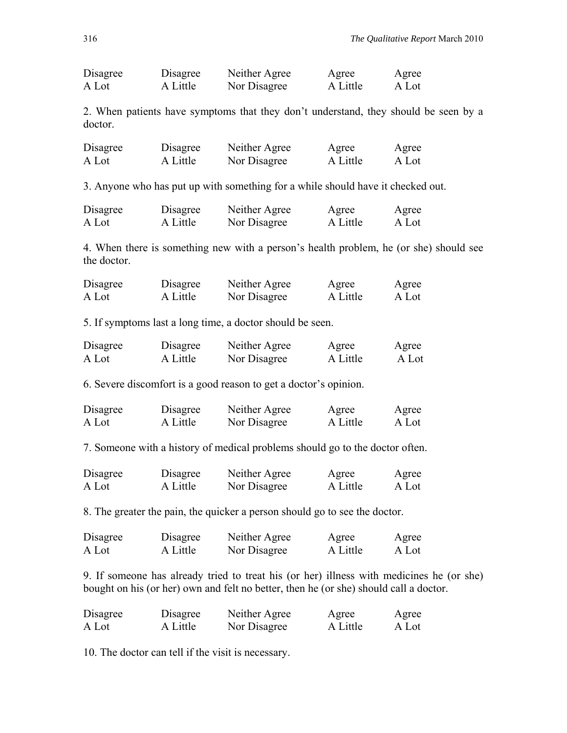| Disagree A Lot | Disagree A Little | Neither Agree Nor Disagree | Agree A Little | Agree A Lot |
|---|---|---|---|---|

2. When patients have symptoms that they don't understand, they should be seen by a doctor.

| Disagree A Lot | Disagree A Little | Neither Agree Nor Disagree | Agree A Little | Agree A Lot |
|---|---|---|---|---|

3. Anyone who has put up with something for a while should have it checked out.

| Disagree A Lot | Disagree A Little | Neither Agree Nor Disagree | Agree A Little | Agree A Lot |
|---|---|---|---|---|

4. When there is something new with a person's health problem, he (or she) should see the doctor.

| Disagree A Lot | Disagree A Little | Neither Agree Nor Disagree | Agree A Little | Agree A Lot |
|---|---|---|---|---|

5. If symptoms last a long time, a doctor should be seen.

| Disagree A Lot | Disagree A Little | Neither Agree Nor Disagree | Agree A Little | Agree A Lot |
|---|---|---|---|---|

6. Severe discomfort is a good reason to get a doctor's opinion.

| Disagree A Lot | Disagree A Little | Neither Agree Nor Disagree | Agree A Little | Agree A Lot |
|---|---|---|---|---|

7. Someone with a history of medical problems should go to the doctor often.

| Disagree A Lot | Disagree A Little | Neither Agree Nor Disagree | Agree A Little | Agree A Lot |
|---|---|---|---|---|

8. The greater the pain, the quicker a person should go to see the doctor.

| Disagree A Lot | Disagree A Little | Neither Agree Nor Disagree | Agree A Little | Agree A Lot |
|---|---|---|---|---|

9. If someone has already tried to treat his (or her) illness with medicines he (or she) bought on his (or her) own and felt no better, then he (or she) should call a doctor.

| Disagree A Lot | Disagree A Little | Neither Agree Nor Disagree | Agree A Little | Agree A Lot |
|---|---|---|---|---|

10. The doctor can tell if the visit is necessary.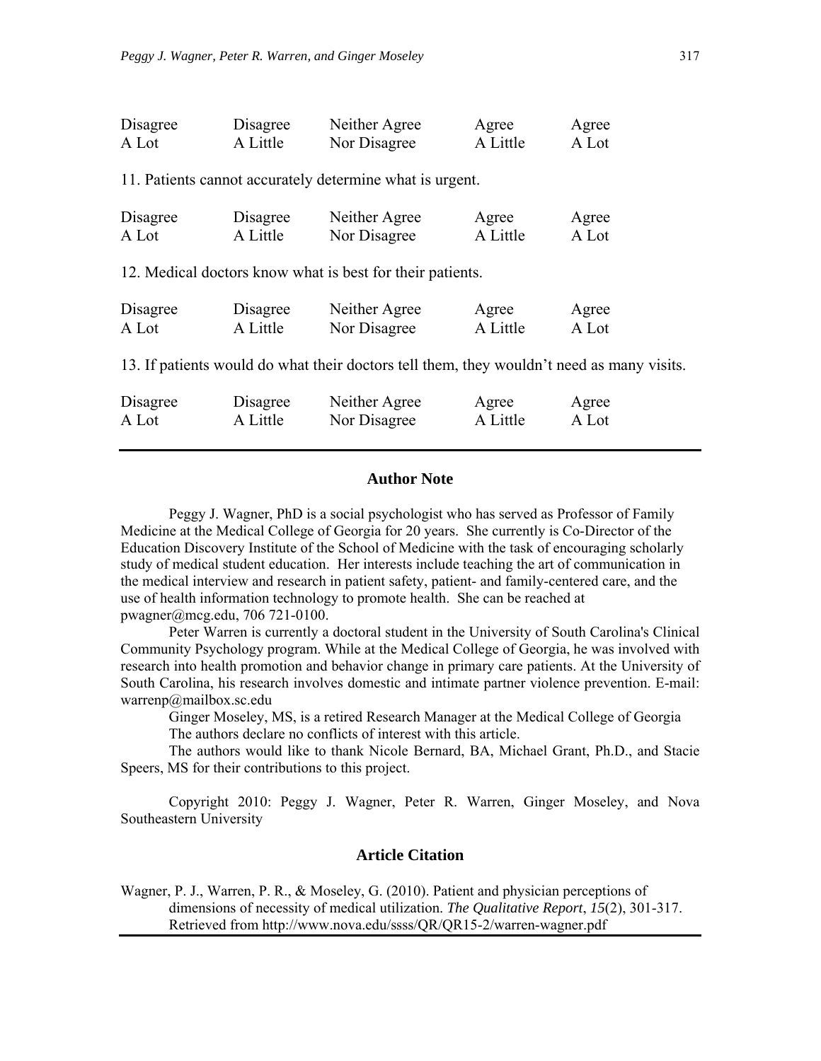| | | | | |
|---|---|---|---|---|
| Disagree A Lot | Disagree A Little | Neither Agree Nor Disagree | Agree A Little | Agree A Lot |

11. Patients cannot accurately determine what is urgent.

| | | | | |
|---|---|---|---|---|
| Disagree A Lot | Disagree A Little | Neither Agree Nor Disagree | Agree A Little | Agree A Lot |

12. Medical doctors know what is best for their patients.

| | | | | |
|---|---|---|---|---|
| Disagree A Lot | Disagree A Little | Neither Agree Nor Disagree | Agree A Little | Agree A Lot |

13. If patients would do what their doctors tell them, they wouldn't need as many visits.

| | | | | |
|---|---|---|---|---|
| Disagree A Lot | Disagree A Little | Neither Agree Nor Disagree | Agree A Little | Agree A Lot |

## Author Note

Peggy J. Wagner, PhD is a social psychologist who has served as Professor of Family Medicine at the Medical College of Georgia for 20 years. She currently is Co-Director of the Education Discovery Institute of the School of Medicine with the task of encouraging scholarly study of medical student education. Her interests include teaching the art of communication in the medical interview and research in patient safety, patient- and family-centered care, and the use of health information technology to promote health. She can be reached at pwagner@mcg.edu, 706 721-0100.

Peter Warren is currently a doctoral student in the University of South Carolina's Clinical Community Psychology program. While at the Medical College of Georgia, he was involved with research into health promotion and behavior change in primary care patients. At the University of South Carolina, his research involves domestic and intimate partner violence prevention. E-mail: warrenp@mailbox.sc.edu

Ginger Moseley, MS, is a retired Research Manager at the Medical College of Georgia

The authors declare no conflicts of interest with this article.

The authors would like to thank Nicole Bernard, BA, Michael Grant, Ph.D., and Stacie Speers, MS for their contributions to this project.

Copyright 2010: Peggy J. Wagner, Peter R. Warren, Ginger Moseley, and Nova Southeastern University

## Article Citation

Wagner, P. J., Warren, P. R., & Moseley, G. (2010). Patient and physician perceptions of dimensions of necessity of medical utilization. *The Qualitative Report*, *15*(2), 301-317. Retrieved from http://www.nova.edu/ssss/QR/QR15-2/warren-wagner.pdf